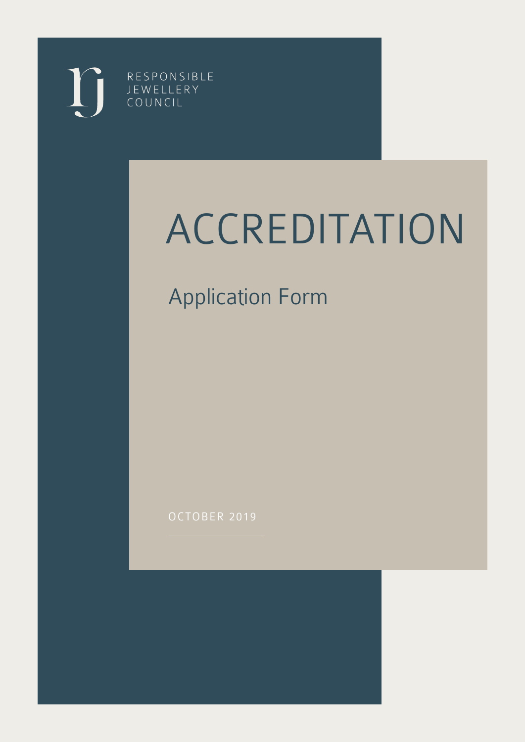RESPONSIBLE
JEWELLERY
COUNCIL

# ACCREDITATION

## Application Form

OCTOBER 2019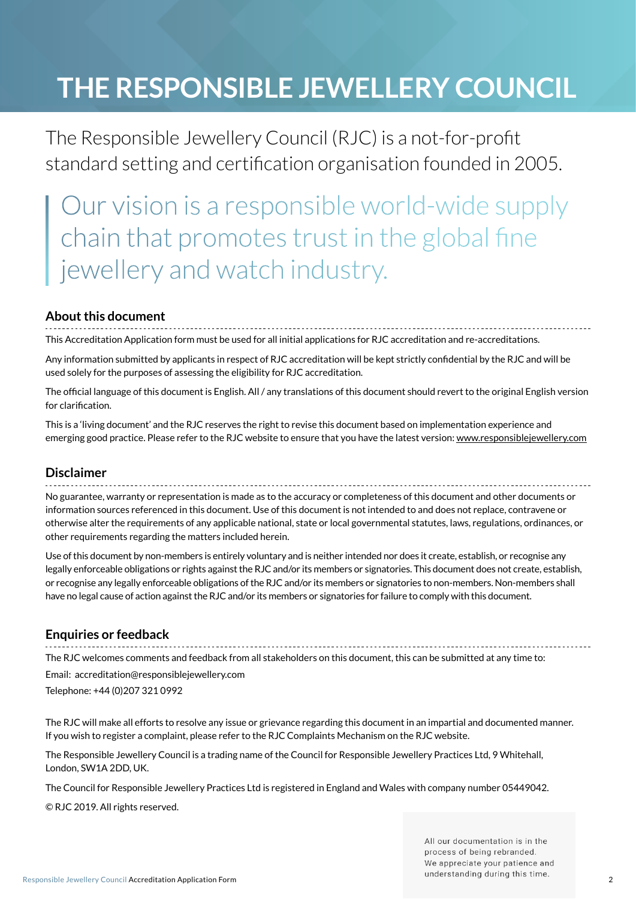# THE RESPONSIBLE JEWELLERY COUNCIL

The Responsible Jewellery Council (RJC) is a not-for-profit standard setting and certification organisation founded in 2005.

> Our vision is a responsible world-wide supply chain that promotes trust in the global fine jewellery and watch industry.

## About this document

This Accreditation Application form must be used for all initial applications for RJC accreditation and re-accreditations.

Any information submitted by applicants in respect of RJC accreditation will be kept strictly confidential by the RJC and will be used solely for the purposes of assessing the eligibility for RJC accreditation.

The official language of this document is English. All / any translations of this document should revert to the original English version for clarification.

This is a 'living document' and the RJC reserves the right to revise this document based on implementation experience and emerging good practice. Please refer to the RJC website to ensure that you have the latest version: www.responsiblejewellery.com

## Disclaimer

No guarantee, warranty or representation is made as to the accuracy or completeness of this document and other documents or information sources referenced in this document. Use of this document is not intended to and does not replace, contravene or otherwise alter the requirements of any applicable national, state or local governmental statutes, laws, regulations, ordinances, or other requirements regarding the matters included herein.

Use of this document by non-members is entirely voluntary and is neither intended nor does it create, establish, or recognise any legally enforceable obligations or rights against the RJC and/or its members or signatories. This document does not create, establish, or recognise any legally enforceable obligations of the RJC and/or its members or signatories to non-members. Non-members shall have no legal cause of action against the RJC and/or its members or signatories for failure to comply with this document.

## Enquiries or feedback

The RJC welcomes comments and feedback from all stakeholders on this document, this can be submitted at any time to:

Email: accreditation@responsiblejewellery.com

Telephone: +44 (0)207 321 0992

The RJC will make all efforts to resolve any issue or grievance regarding this document in an impartial and documented manner. If you wish to register a complaint, please refer to the RJC Complaints Mechanism on the RJC website.

The Responsible Jewellery Council is a trading name of the Council for Responsible Jewellery Practices Ltd, 9 Whitehall, London, SW1A 2DD, UK.

The Council for Responsible Jewellery Practices Ltd is registered in England and Wales with company number 05449042.

© RJC 2019. All rights reserved.

All our documentation is in the process of being rebranded. We appreciate your patience and understanding during this time.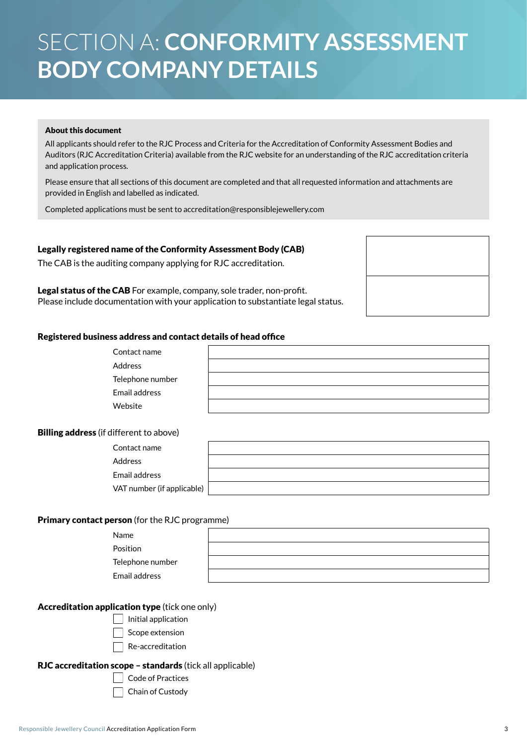# SECTION A: **CONFORMITY ASSESSMENT BODY COMPANY DETAILS**

**About this document**

All applicants should refer to the RJC Process and Criteria for the Accreditation of Conformity Assessment Bodies and Auditors (RJC Accreditation Criteria) available from the RJC website for an understanding of the RJC accreditation criteria and application process.

Please ensure that all sections of this document are completed and that all requested information and attachments are provided in English and labelled as indicated.

Completed applications must be sent to accreditation@responsiblejewellery.com

| | |
|---|---|
| **Legally registered name of the Conformity Assessment Body (CAB)** The CAB is the auditing company applying for RJC accreditation. | |
| **Legal status of the CAB** For example, company, sole trader, non-profit. Please include documentation with your application to substantiate legal status. | |

**Registered business address and contact details of head office**

| | |
|---|---|
| Contact name | |
| Address | |
| Telephone number | |
| Email address | |
| Website | |

**Billing address** (if different to above)

| | |
|---|---|
| Contact name | |
| Address | |
| Email address | |
| VAT number (if applicable) | |

**Primary contact person** (for the RJC programme)

| | |
|---|---|
| Name | |
| Position | |
| Telephone number | |
| Email address | |

**Accreditation application type** (tick one only)

- ☐ Initial application
- ☐ Scope extension
- ☐ Re-accreditation

**RJC accreditation scope – standards** (tick all applicable)

- ☐ Code of Practices
- ☐ Chain of Custody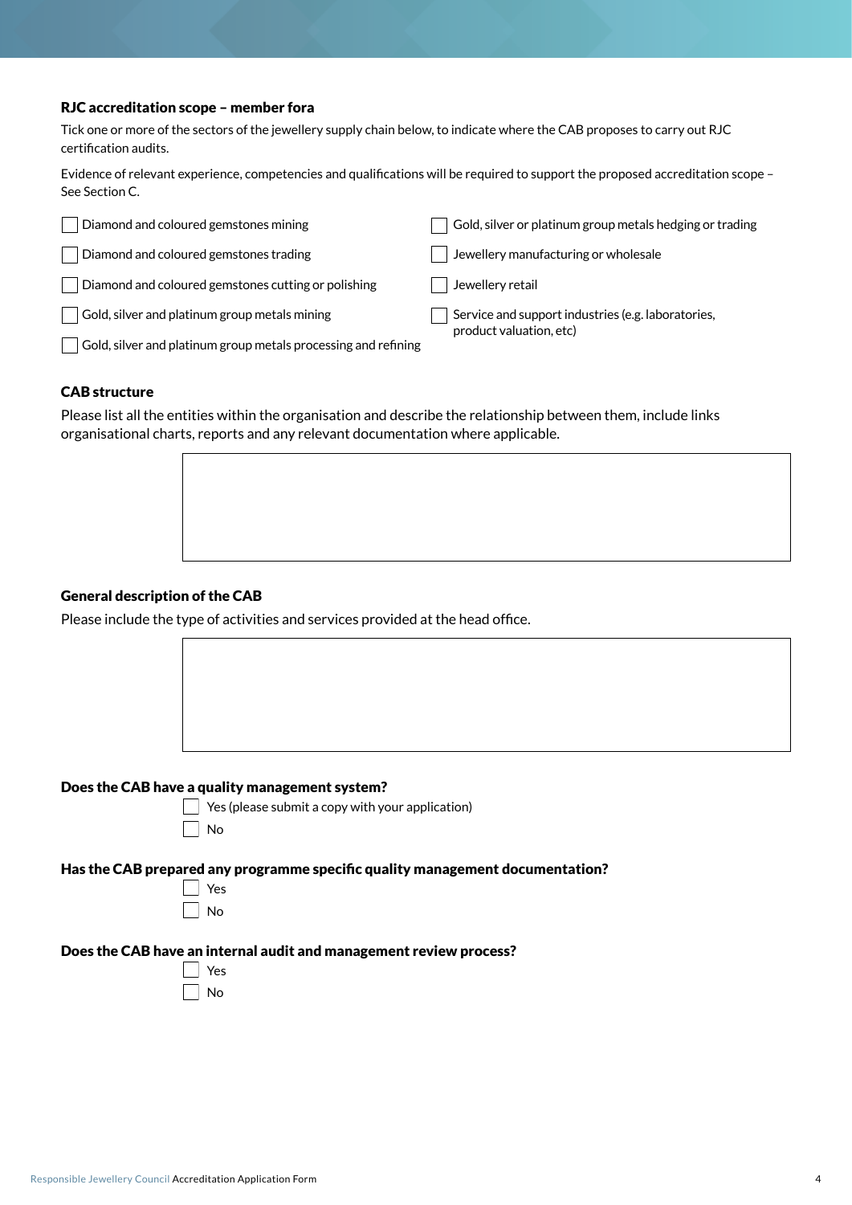### RJC accreditation scope – member fora

Tick one or more of the sectors of the jewellery supply chain below, to indicate where the CAB proposes to carry out RJC certification audits.

Evidence of relevant experience, competencies and qualifications will be required to support the proposed accreditation scope – See Section C.

- ☐ Diamond and coloured gemstones mining
- ☐ Diamond and coloured gemstones trading
- ☐ Diamond and coloured gemstones cutting or polishing
- ☐ Gold, silver and platinum group metals mining
- ☐ Gold, silver and platinum group metals processing and refining
- ☐ Gold, silver or platinum group metals hedging or trading
- ☐ Jewellery manufacturing or wholesale
- ☐ Jewellery retail
- ☐ Service and support industries (e.g. laboratories, product valuation, etc)

### CAB structure

Please list all the entities within the organisation and describe the relationship between them, include links organisational charts, reports and any relevant documentation where applicable.

| |
|---|
| |

### General description of the CAB

Please include the type of activities and services provided at the head office.

| |
|---|
| |

### Does the CAB have a quality management system?

- ☐ Yes (please submit a copy with your application)
- ☐ No

### Has the CAB prepared any programme specific quality management documentation?

- ☐ Yes
- ☐ No

### Does the CAB have an internal audit and management review process?

- ☐ Yes
- ☐ No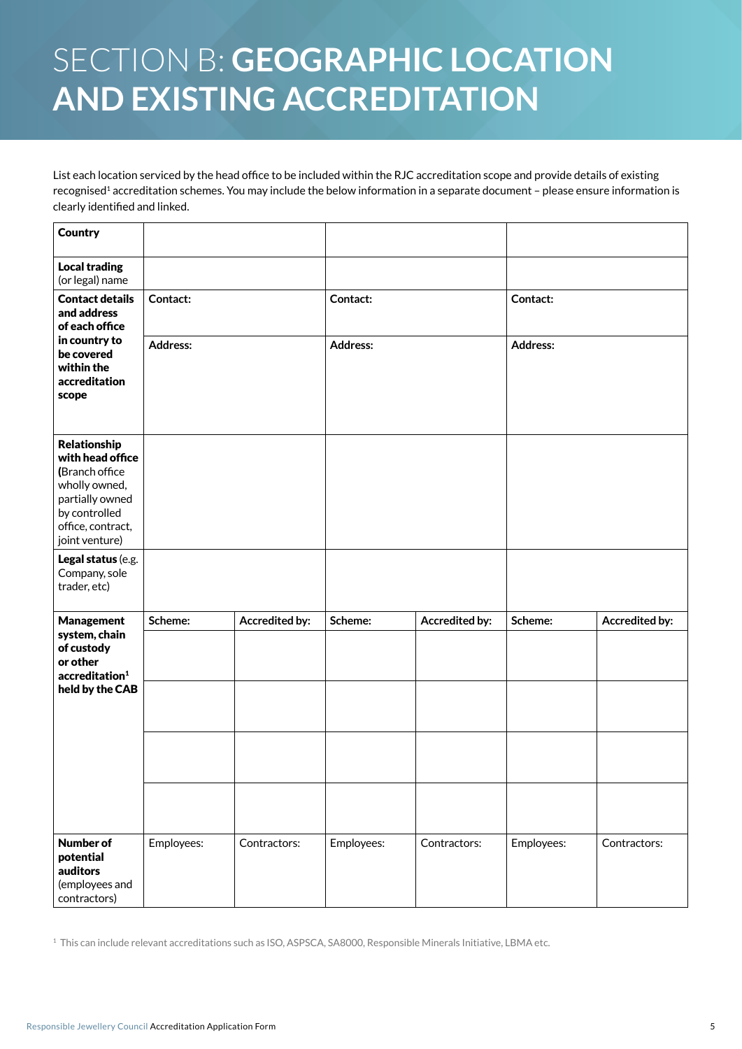# SECTION B: GEOGRAPHIC LOCATION AND EXISTING ACCREDITATION

List each location serviced by the head office to be included within the RJC accreditation scope and provide details of existing recognised[1] accreditation schemes. You may include the below information in a separate document – please ensure information is clearly identified and linked.

| **Country** | | | | | | |
|---|---|---|---|---|---|---|
| **Local trading** (or legal) name | | | | | | |
| **Contact details and address of each office in country to be covered within the accreditation scope** | **Contact:** | | **Contact:** | | **Contact:** | |
| | **Address:** | | **Address:** | | **Address:** | |
| **Relationship with head office** (Branch office wholly owned, partially owned by controlled office, contract, joint venture) | | | | | | |
| **Legal status** (e.g. Company, sole trader, etc) | | | | | | |
| **Management system, chain of custody or other accreditation[1] held by the CAB** | **Scheme:** | **Accredited by:** | **Scheme:** | **Accredited by:** | **Scheme:** | **Accredited by:** |
| | | | | | | |
| | | | | | | |
| | | | | | | |
| | | | | | | |
| **Number of potential auditors** (employees and contractors) | Employees: | Contractors: | Employees: | Contractors: | Employees: | Contractors: |

[1] This can include relevant accreditations such as ISO, ASPSCA, SA8000, Responsible Minerals Initiative, LBMA etc.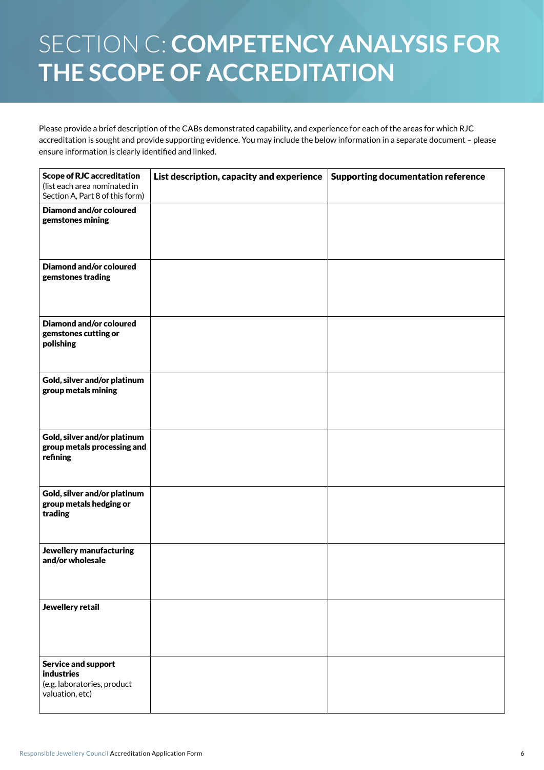# SECTION C: **COMPETENCY ANALYSIS FOR THE SCOPE OF ACCREDITATION**

Please provide a brief description of the CABs demonstrated capability, and experience for each of the areas for which RJC accreditation is sought and provide supporting evidence. You may include the below information in a separate document – please ensure information is clearly identified and linked.

| **Scope of RJC accreditation** (list each area nominated in Section A, Part 8 of this form) | **List description, capacity and experience** | **Supporting documentation reference** |
|---|---|---|
| **Diamond and/or coloured gemstones mining** | | |
| **Diamond and/or coloured gemstones trading** | | |
| **Diamond and/or coloured gemstones cutting or polishing** | | |
| **Gold, silver and/or platinum group metals mining** | | |
| **Gold, silver and/or platinum group metals processing and refining** | | |
| **Gold, silver and/or platinum group metals hedging or trading** | | |
| **Jewellery manufacturing and/or wholesale** | | |
| **Jewellery retail** | | |
| **Service and support industries** (e.g. laboratories, product valuation, etc) | | |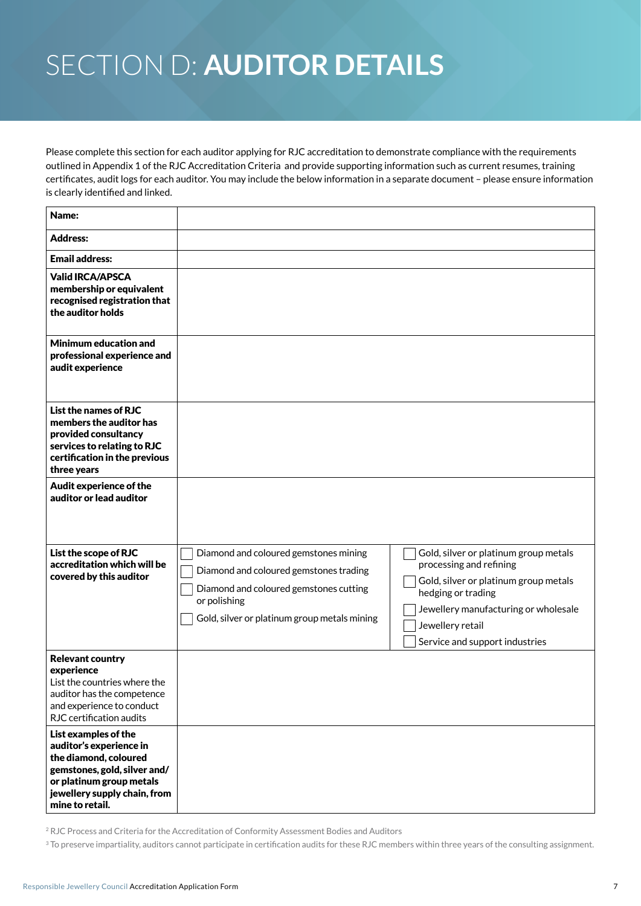# SECTION D: **AUDITOR DETAILS**

Please complete this section for each auditor applying for RJC accreditation to demonstrate compliance with the requirements outlined in Appendix 1 of the RJC Accreditation Criteria and provide supporting information such as current resumes, training certificates, audit logs for each auditor. You may include the below information in a separate document – please ensure information is clearly identified and linked.

| | | |
|---|---|---|
| **Name:** | | |
| **Address:** | | |
| **Email address:** | | |
| **Valid IRCA/APSCA membership or equivalent recognised registration that the auditor holds** | | |
| **Minimum education and professional experience and audit experience** | | |
| **List the names of RJC members the auditor has provided consultancy services to relating to RJC certification in the previous three years** | | |
| **Audit experience of the auditor or lead auditor** | | |
| **List the scope of RJC accreditation which will be covered by this auditor** | ☐ Diamond and coloured gemstones mining<br>☐ Diamond and coloured gemstones trading<br>☐ Diamond and coloured gemstones cutting or polishing<br>☐ Gold, silver or platinum group metals mining | ☐ Gold, silver or platinum group metals processing and refining<br>☐ Gold, silver or platinum group metals hedging or trading<br>☐ Jewellery manufacturing or wholesale<br>☐ Jewellery retail<br>☐ Service and support industries |
| **Relevant country experience**<br>List the countries where the auditor has the competence and experience to conduct RJC certification audits | | |
| **List examples of the auditor's experience in the diamond, coloured gemstones, gold, silver and/or platinum group metals jewellery supply chain, from mine to retail.** | | |

[2] RJC Process and Criteria for the Accreditation of Conformity Assessment Bodies and Auditors

[3] To preserve impartiality, auditors cannot participate in certification audits for these RJC members within three years of the consulting assignment.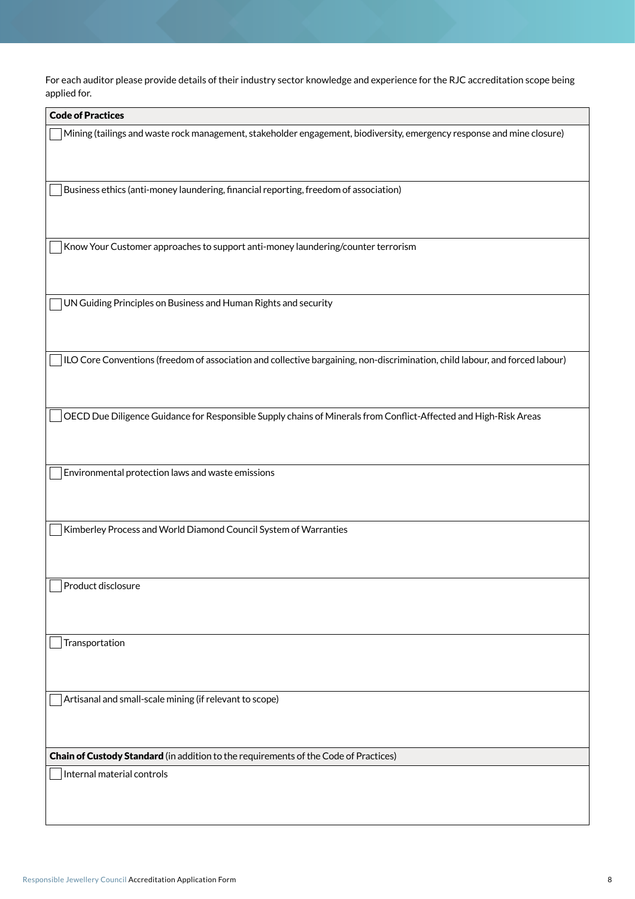For each auditor please provide details of their industry sector knowledge and experience for the RJC accreditation scope being applied for.

| **Code of Practices** |
| --- |
| ☐ Mining (tailings and waste rock management, stakeholder engagement, biodiversity, emergency response and mine closure) |
| ☐ Business ethics (anti-money laundering, financial reporting, freedom of association) |
| ☐ Know Your Customer approaches to support anti-money laundering/counter terrorism |
| ☐ UN Guiding Principles on Business and Human Rights and security |
| ☐ ILO Core Conventions (freedom of association and collective bargaining, non-discrimination, child labour, and forced labour) |
| ☐ OECD Due Diligence Guidance for Responsible Supply chains of Minerals from Conflict-Affected and High-Risk Areas |
| ☐ Environmental protection laws and waste emissions |
| ☐ Kimberley Process and World Diamond Council System of Warranties |
| ☐ Product disclosure |
| ☐ Transportation |
| ☐ Artisanal and small-scale mining (if relevant to scope) |
| **Chain of Custody Standard** (in addition to the requirements of the Code of Practices) |
| ☐ Internal material controls |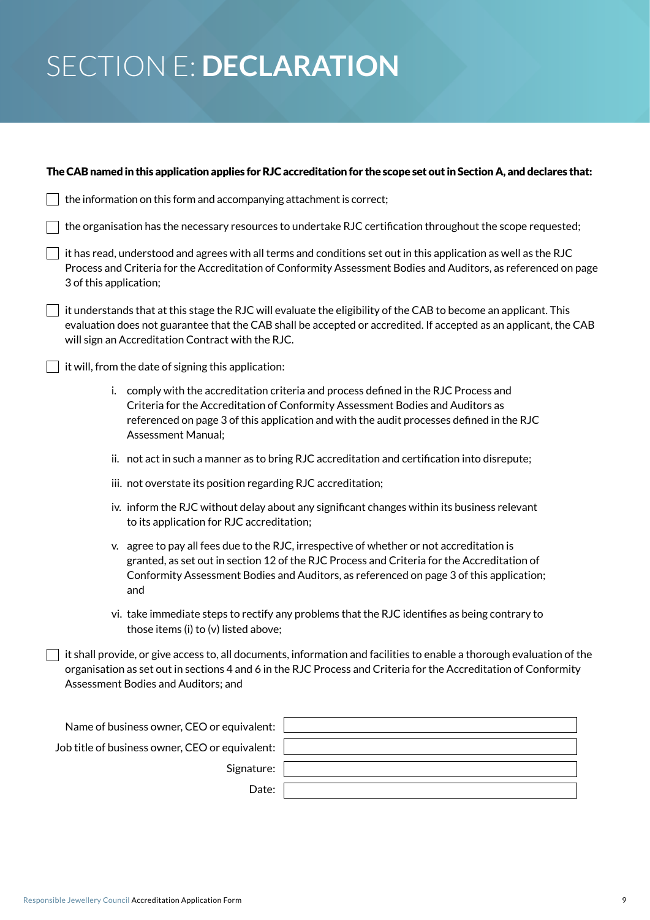# SECTION E: **DECLARATION**

**The CAB named in this application applies for RJC accreditation for the scope set out in Section A, and declares that:**

- [ ] the information on this form and accompanying attachment is correct;
- [ ] the organisation has the necessary resources to undertake RJC certification throughout the scope requested;
- [ ] it has read, understood and agrees with all terms and conditions set out in this application as well as the RJC Process and Criteria for the Accreditation of Conformity Assessment Bodies and Auditors, as referenced on page 3 of this application;
- [ ] it understands that at this stage the RJC will evaluate the eligibility of the CAB to become an applicant. This evaluation does not guarantee that the CAB shall be accepted or accredited. If accepted as an applicant, the CAB will sign an Accreditation Contract with the RJC.
- [ ] it will, from the date of signing this application:
  - i. comply with the accreditation criteria and process defined in the RJC Process and Criteria for the Accreditation of Conformity Assessment Bodies and Auditors as referenced on page 3 of this application and with the audit processes defined in the RJC Assessment Manual;
  - ii. not act in such a manner as to bring RJC accreditation and certification into disrepute;
  - iii. not overstate its position regarding RJC accreditation;
  - iv. inform the RJC without delay about any significant changes within its business relevant to its application for RJC accreditation;
  - v. agree to pay all fees due to the RJC, irrespective of whether or not accreditation is granted, as set out in section 12 of the RJC Process and Criteria for the Accreditation of Conformity Assessment Bodies and Auditors, as referenced on page 3 of this application; and
  - vi. take immediate steps to rectify any problems that the RJC identifies as being contrary to those items (i) to (v) listed above;
- [ ] it shall provide, or give access to, all documents, information and facilities to enable a thorough evaluation of the organisation as set out in sections 4 and 6 in the RJC Process and Criteria for the Accreditation of Conformity Assessment Bodies and Auditors; and

| | |
|---|---|
| Name of business owner, CEO or equivalent: | |
| Job title of business owner, CEO or equivalent: | |
| Signature: | |
| Date: | |